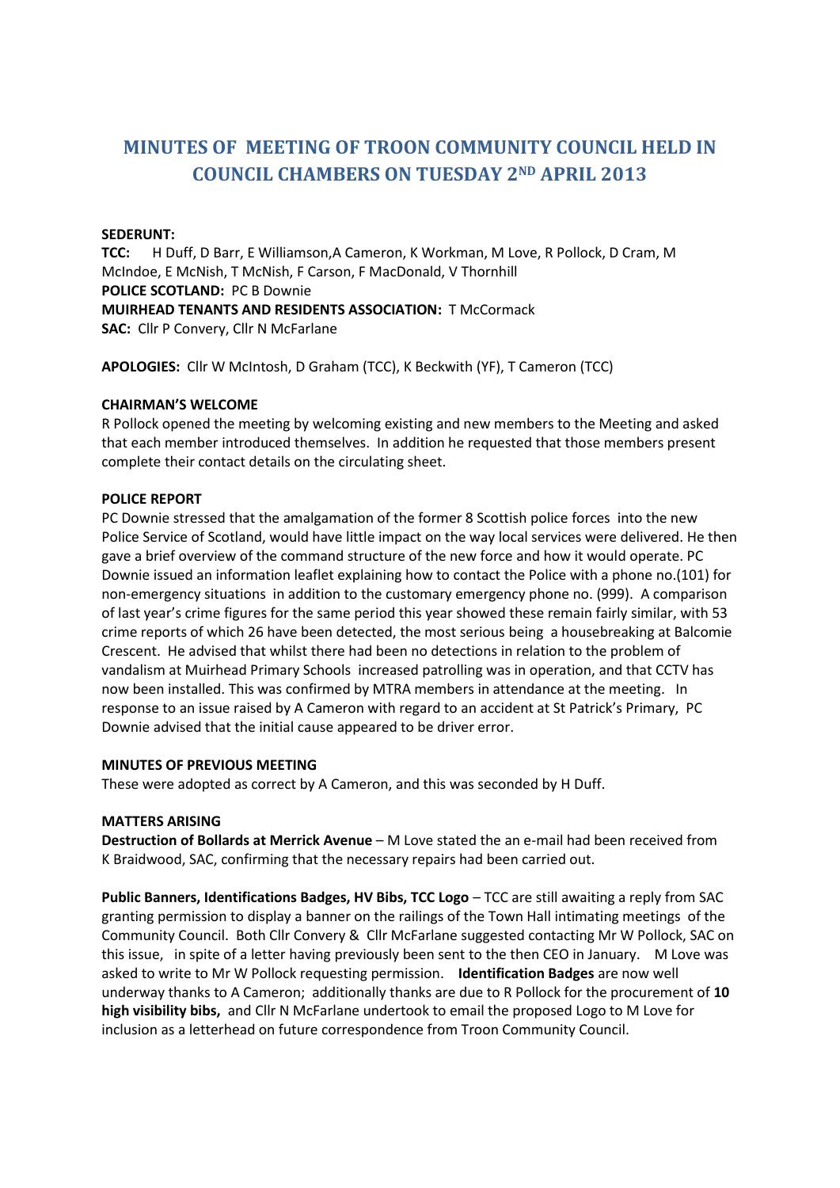# MINUTES OF MEETING OF TROON COMMUNITY COUNCIL HELD IN COUNCIL CHAMBERS ON TUESDAY 2ND APRIL 2013

**SEDERUNT:**
**TCC:** H Duff, D Barr, E Williamson,A Cameron, K Workman, M Love, R Pollock, D Cram, M McIndoe, E McNish, T McNish, F Carson, F MacDonald, V Thornhill
**POLICE SCOTLAND:** PC B Downie
**MUIRHEAD TENANTS AND RESIDENTS ASSOCIATION:** T McCormack
**SAC:** Cllr P Convery, Cllr N McFarlane

**APOLOGIES:** Cllr W McIntosh, D Graham (TCC), K Beckwith (YF), T Cameron (TCC)

**CHAIRMAN'S WELCOME**

R Pollock opened the meeting by welcoming existing and new members to the Meeting and asked that each member introduced themselves. In addition he requested that those members present complete their contact details on the circulating sheet.

**POLICE REPORT**

PC Downie stressed that the amalgamation of the former 8 Scottish police forces into the new Police Service of Scotland, would have little impact on the way local services were delivered. He then gave a brief overview of the command structure of the new force and how it would operate. PC Downie issued an information leaflet explaining how to contact the Police with a phone no.(101) for non-emergency situations in addition to the customary emergency phone no. (999). A comparison of last year's crime figures for the same period this year showed these remain fairly similar, with 53 crime reports of which 26 have been detected, the most serious being a housebreaking at Balcomie Crescent. He advised that whilst there had been no detections in relation to the problem of vandalism at Muirhead Primary Schools increased patrolling was in operation, and that CCTV has now been installed. This was confirmed by MTRA members in attendance at the meeting. In response to an issue raised by A Cameron with regard to an accident at St Patrick's Primary, PC Downie advised that the initial cause appeared to be driver error.

**MINUTES OF PREVIOUS MEETING**

These were adopted as correct by A Cameron, and this was seconded by H Duff.

**MATTERS ARISING**

**Destruction of Bollards at Merrick Avenue** – M Love stated the an e-mail had been received from K Braidwood, SAC, confirming that the necessary repairs had been carried out.

**Public Banners, Identifications Badges, HV Bibs, TCC Logo** – TCC are still awaiting a reply from SAC granting permission to display a banner on the railings of the Town Hall intimating meetings of the Community Council. Both Cllr Convery & Cllr McFarlane suggested contacting Mr W Pollock, SAC on this issue, in spite of a letter having previously been sent to the then CEO in January. M Love was asked to write to Mr W Pollock requesting permission. **Identification Badges** are now well underway thanks to A Cameron; additionally thanks are due to R Pollock for the procurement of **10 high visibility bibs,** and Cllr N McFarlane undertook to email the proposed Logo to M Love for inclusion as a letterhead on future correspondence from Troon Community Council.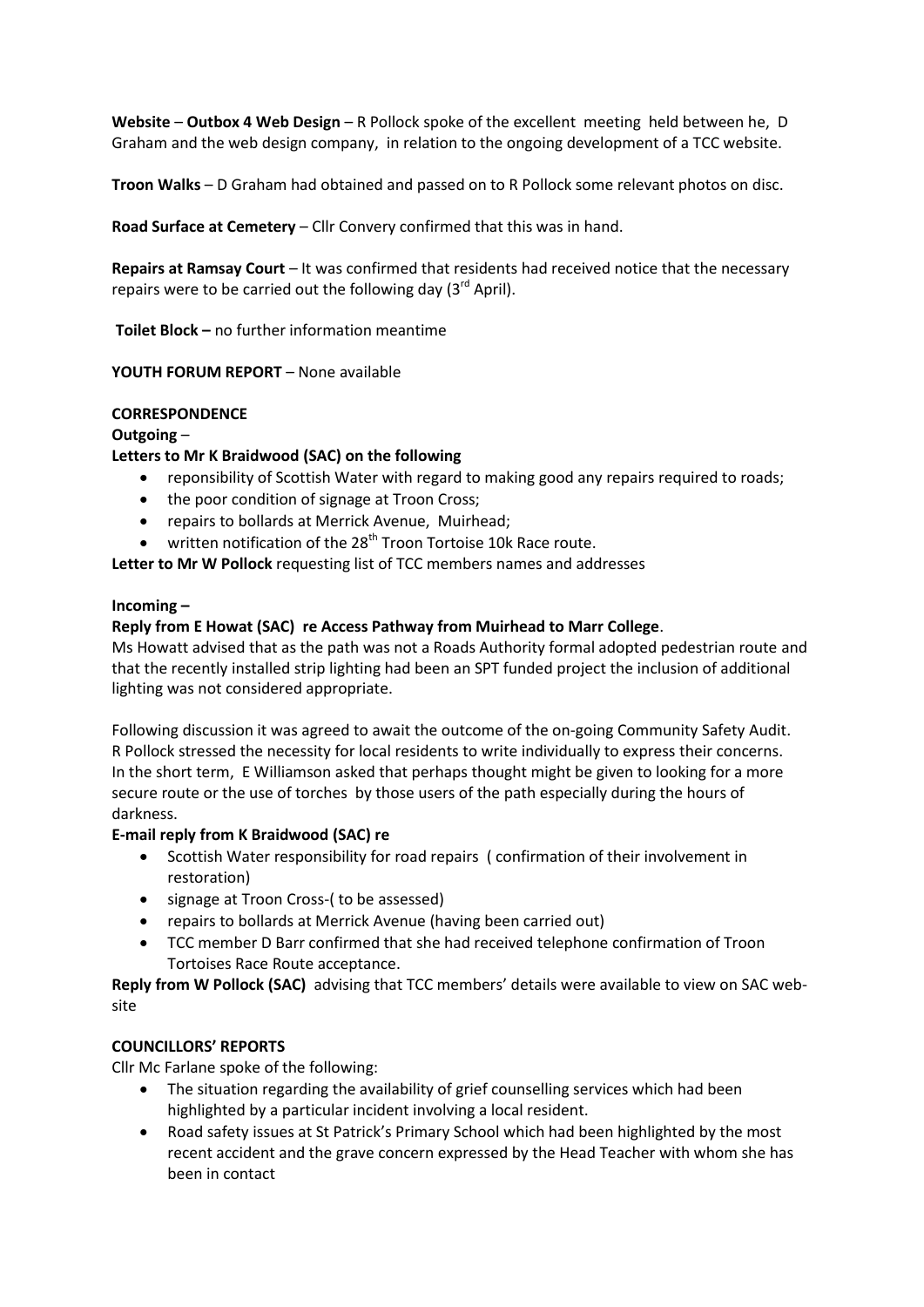**Website** – **Outbox 4 Web Design** – R Pollock spoke of the excellent meeting held between he, D Graham and the web design company, in relation to the ongoing development of a TCC website.

**Troon Walks** – D Graham had obtained and passed on to R Pollock some relevant photos on disc.

**Road Surface at Cemetery** – Cllr Convery confirmed that this was in hand.

**Repairs at Ramsay Court** – It was confirmed that residents had received notice that the necessary repairs were to be carried out the following day (3rd April).

**Toilet Block –** no further information meantime

**YOUTH FORUM REPORT** – None available

**CORRESPONDENCE**

**Outgoing** –

**Letters to Mr K Braidwood (SAC) on the following**

- reponsibility of Scottish Water with regard to making good any repairs required to roads;
- the poor condition of signage at Troon Cross;
- repairs to bollards at Merrick Avenue, Muirhead;
- written notification of the 28th Troon Tortoise 10k Race route.

**Letter to Mr W Pollock** requesting list of TCC members names and addresses

**Incoming –**

**Reply from E Howat (SAC) re Access Pathway from Muirhead to Marr College**.

Ms Howatt advised that as the path was not a Roads Authority formal adopted pedestrian route and that the recently installed strip lighting had been an SPT funded project the inclusion of additional lighting was not considered appropriate.

Following discussion it was agreed to await the outcome of the on-going Community Safety Audit. R Pollock stressed the necessity for local residents to write individually to express their concerns. In the short term, E Williamson asked that perhaps thought might be given to looking for a more secure route or the use of torches by those users of the path especially during the hours of darkness.

**E-mail reply from K Braidwood (SAC) re**

- Scottish Water responsibility for road repairs ( confirmation of their involvement in restoration)
- signage at Troon Cross-( to be assessed)
- repairs to bollards at Merrick Avenue (having been carried out)
- TCC member D Barr confirmed that she had received telephone confirmation of Troon Tortoises Race Route acceptance.

**Reply from W Pollock (SAC)** advising that TCC members' details were available to view on SAC web-site

**COUNCILLORS' REPORTS**

Cllr Mc Farlane spoke of the following:

- The situation regarding the availability of grief counselling services which had been highlighted by a particular incident involving a local resident.
- Road safety issues at St Patrick's Primary School which had been highlighted by the most recent accident and the grave concern expressed by the Head Teacher with whom she has been in contact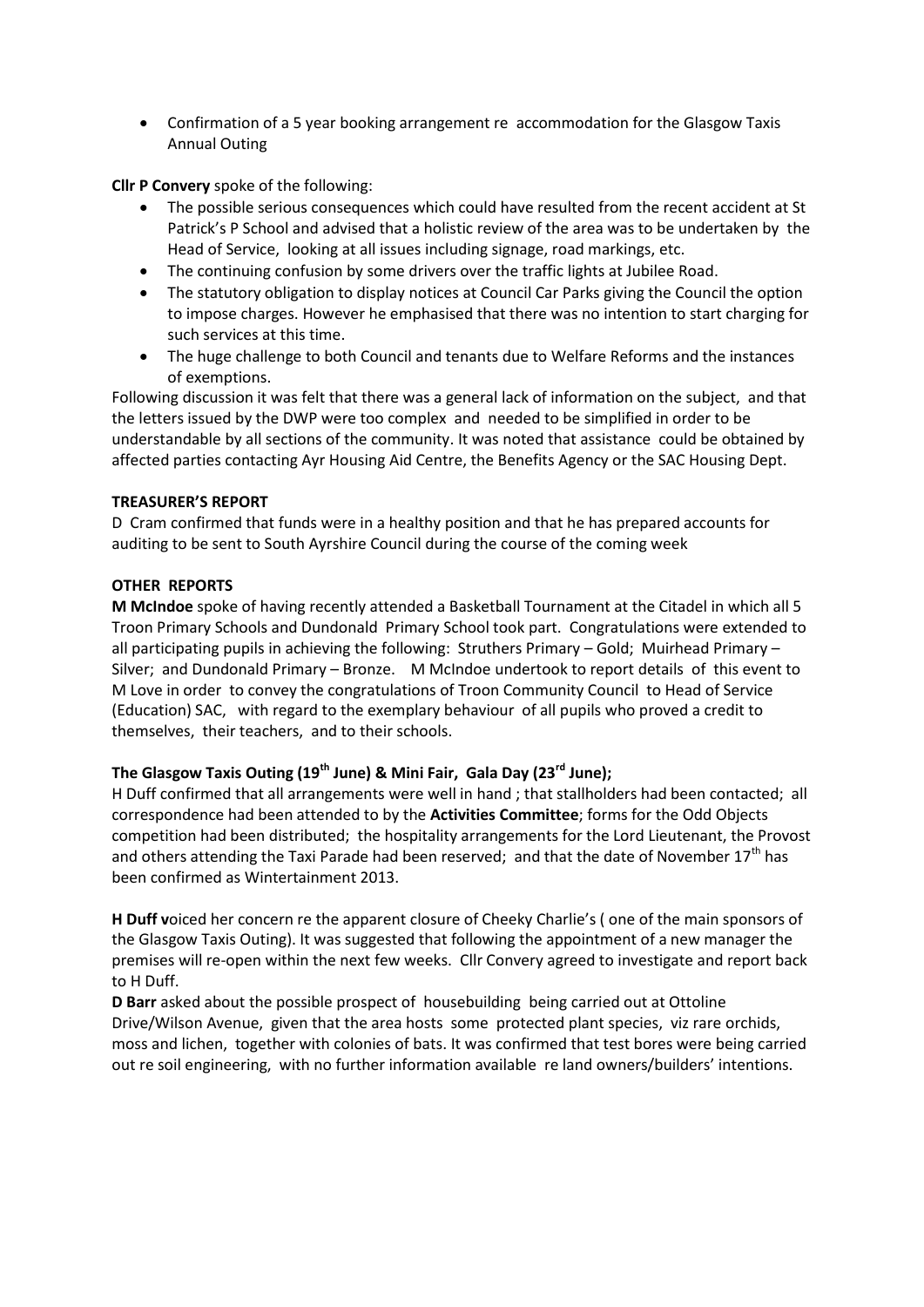- Confirmation of a 5 year booking arrangement re accommodation for the Glasgow Taxis Annual Outing

**Cllr P Convery** spoke of the following:

- The possible serious consequences which could have resulted from the recent accident at St Patrick's P School and advised that a holistic review of the area was to be undertaken by the Head of Service, looking at all issues including signage, road markings, etc.
- The continuing confusion by some drivers over the traffic lights at Jubilee Road.
- The statutory obligation to display notices at Council Car Parks giving the Council the option to impose charges. However he emphasised that there was no intention to start charging for such services at this time.
- The huge challenge to both Council and tenants due to Welfare Reforms and the instances of exemptions.

Following discussion it was felt that there was a general lack of information on the subject, and that the letters issued by the DWP were too complex and needed to be simplified in order to be understandable by all sections of the community. It was noted that assistance could be obtained by affected parties contacting Ayr Housing Aid Centre, the Benefits Agency or the SAC Housing Dept.

**TREASURER'S REPORT**

D Cram confirmed that funds were in a healthy position and that he has prepared accounts for auditing to be sent to South Ayrshire Council during the course of the coming week

**OTHER REPORTS**

**M McIndoe** spoke of having recently attended a Basketball Tournament at the Citadel in which all 5 Troon Primary Schools and Dundonald Primary School took part. Congratulations were extended to all participating pupils in achieving the following: Struthers Primary – Gold; Muirhead Primary – Silver; and Dundonald Primary – Bronze. M McIndoe undertook to report details of this event to M Love in order to convey the congratulations of Troon Community Council to Head of Service (Education) SAC, with regard to the exemplary behaviour of all pupils who proved a credit to themselves, their teachers, and to their schools.

**The Glasgow Taxis Outing (19th June) & Mini Fair, Gala Day (23rd June);**

H Duff confirmed that all arrangements were well in hand ; that stallholders had been contacted; all correspondence had been attended to by the **Activities Committee**; forms for the Odd Objects competition had been distributed; the hospitality arrangements for the Lord Lieutenant, the Provost and others attending the Taxi Parade had been reserved; and that the date of November 17th has been confirmed as Wintertainment 2013.

**H Duff v**oiced her concern re the apparent closure of Cheeky Charlie's ( one of the main sponsors of the Glasgow Taxis Outing). It was suggested that following the appointment of a new manager the premises will re-open within the next few weeks. Cllr Convery agreed to investigate and report back to H Duff.

**D Barr** asked about the possible prospect of housebuilding being carried out at Ottoline Drive/Wilson Avenue, given that the area hosts some protected plant species, viz rare orchids, moss and lichen, together with colonies of bats. It was confirmed that test bores were being carried out re soil engineering, with no further information available re land owners/builders' intentions.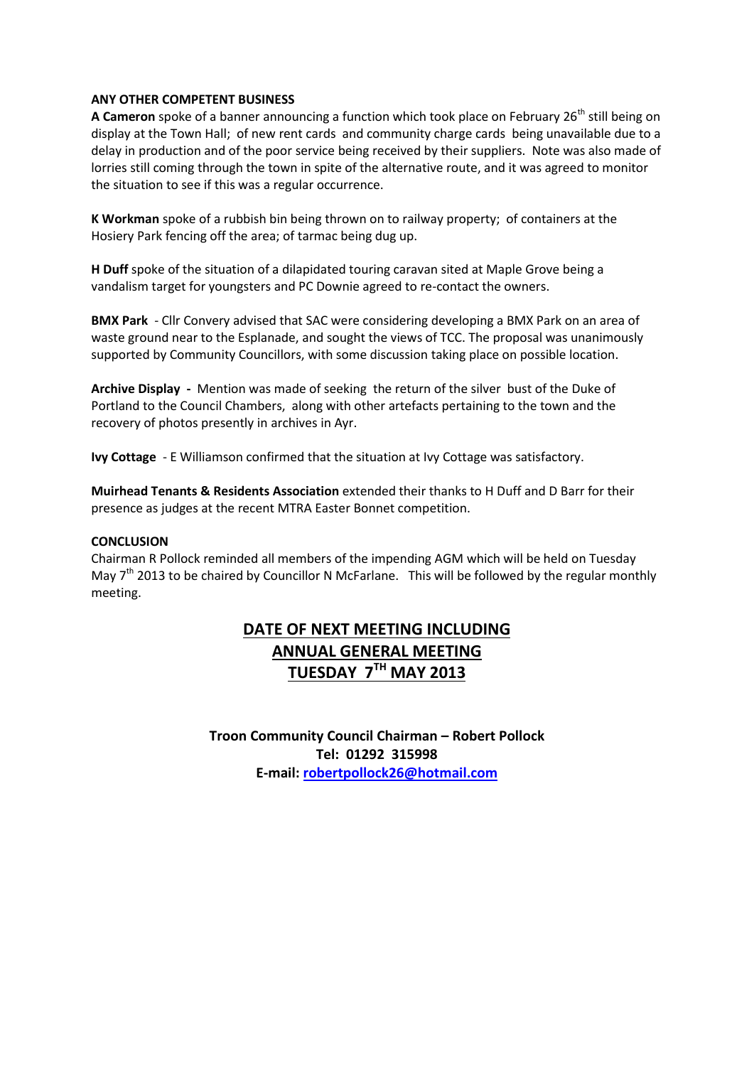**ANY OTHER COMPETENT BUSINESS**

**A Cameron** spoke of a banner announcing a function which took place on February 26th still being on display at the Town Hall; of new rent cards and community charge cards being unavailable due to a delay in production and of the poor service being received by their suppliers. Note was also made of lorries still coming through the town in spite of the alternative route, and it was agreed to monitor the situation to see if this was a regular occurrence.

**K Workman** spoke of a rubbish bin being thrown on to railway property; of containers at the Hosiery Park fencing off the area; of tarmac being dug up.

**H Duff** spoke of the situation of a dilapidated touring caravan sited at Maple Grove being a vandalism target for youngsters and PC Downie agreed to re-contact the owners.

**BMX Park** - Cllr Convery advised that SAC were considering developing a BMX Park on an area of waste ground near to the Esplanade, and sought the views of TCC. The proposal was unanimously supported by Community Councillors, with some discussion taking place on possible location.

**Archive Display -** Mention was made of seeking the return of the silver bust of the Duke of Portland to the Council Chambers, along with other artefacts pertaining to the town and the recovery of photos presently in archives in Ayr.

**Ivy Cottage** - E Williamson confirmed that the situation at Ivy Cottage was satisfactory.

**Muirhead Tenants & Residents Association** extended their thanks to H Duff and D Barr for their presence as judges at the recent MTRA Easter Bonnet competition.

**CONCLUSION**

Chairman R Pollock reminded all members of the impending AGM which will be held on Tuesday May 7th 2013 to be chaired by Councillor N McFarlane. This will be followed by the regular monthly meeting.

## DATE OF NEXT MEETING INCLUDING ANNUAL GENERAL MEETING TUESDAY 7TH MAY 2013

**Troon Community Council Chairman – Robert Pollock**
**Tel: 01292 315998**
**E-mail: robertpollock26@hotmail.com**